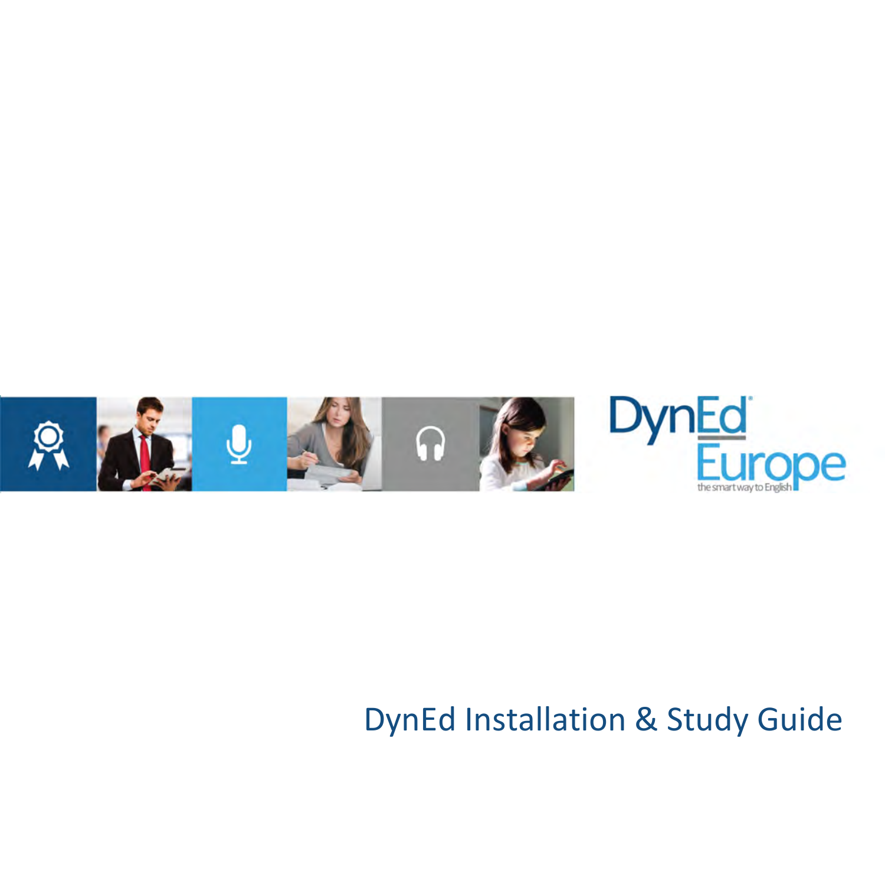DynEd Europe

the smart way to English

# DynEd Installation & Study Guide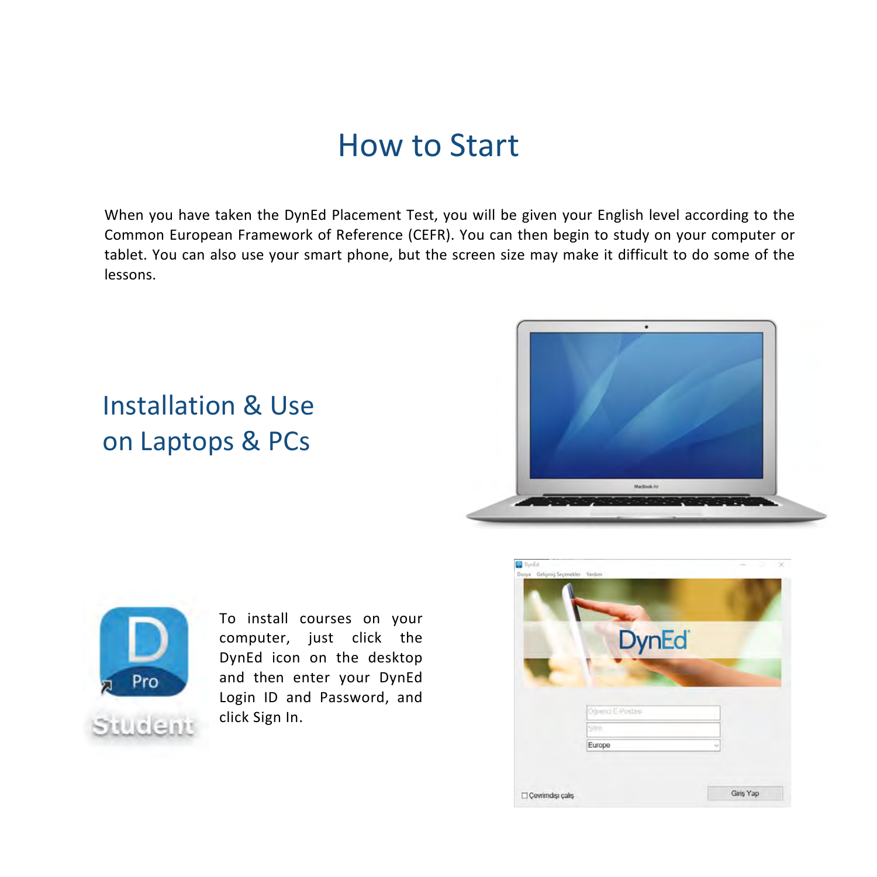# How to Start

When you have taken the DynEd Placement Test, you will be given your English level according to the Common European Framework of Reference (CEFR). You can then begin to study on your computer or tablet. You can also use your smart phone, but the screen size may make it difficult to do some of the lessons.

## Installation & Use on Laptops & PCs

To install courses on your computer, just click the DynEd icon on the desktop and then enter your DynEd Login ID and Password, and click Sign In.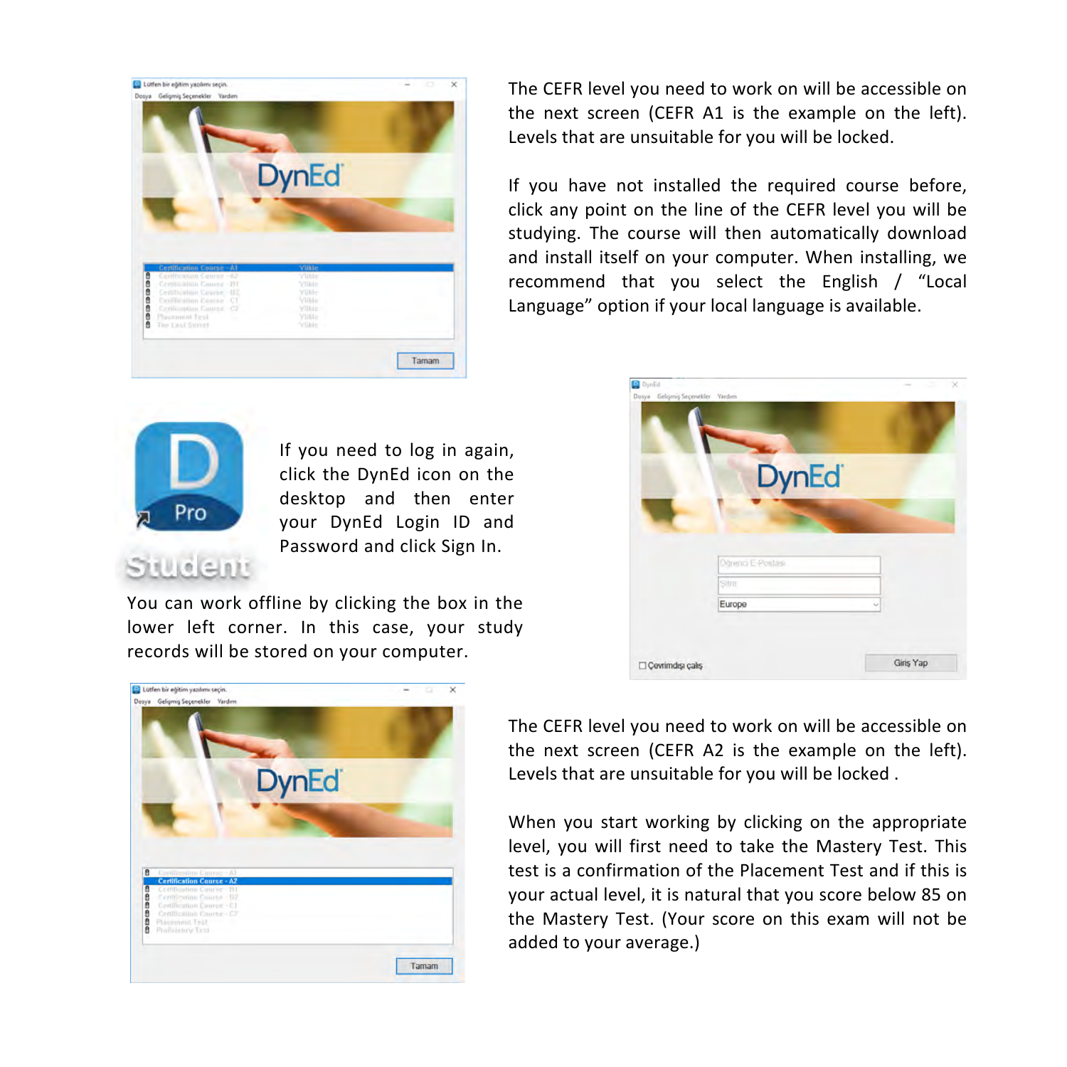The CEFR level you need to work on will be accessible on the next screen (CEFR A1 is the example on the left). Levels that are unsuitable for you will be locked.

If you have not installed the required course before, click any point on the line of the CEFR level you will be studying. The course will then automatically download and install itself on your computer. When installing, we recommend that you select the English / "Local Language" option if your local language is available.

If you need to log in again, click the DynEd icon on the desktop and then enter your DynEd Login ID and Password and click Sign In.

You can work offline by clicking the box in the lower left corner. In this case, your study records will be stored on your computer.

The CEFR level you need to work on will be accessible on the next screen (CEFR A2 is the example on the left). Levels that are unsuitable for you will be locked .

When you start working by clicking on the appropriate level, you will first need to take the Mastery Test. This test is a confirmation of the Placement Test and if this is your actual level, it is natural that you score below 85 on the Mastery Test. (Your score on this exam will not be added to your average.)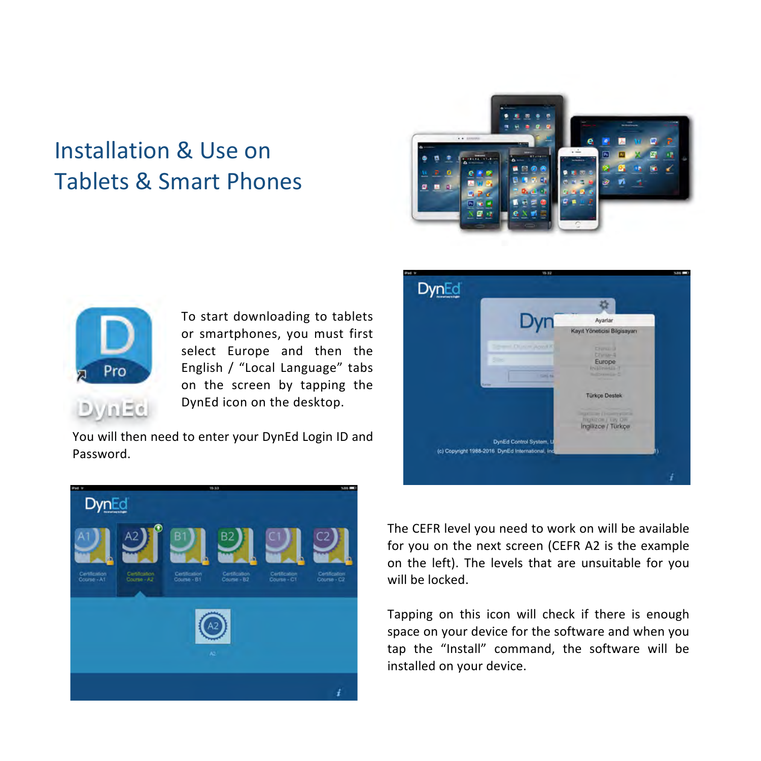# Installation & Use on Tablets & Smart Phones

To start downloading to tablets or smartphones, you must first select Europe and then the English / “Local Language” tabs on the screen by tapping the DynEd icon on the desktop.

You will then need to enter your DynEd Login ID and Password.

The CEFR level you need to work on will be available for you on the next screen (CEFR A2 is the example on the left). The levels that are unsuitable for you will be locked.

Tapping on this icon will check if there is enough space on your device for the software and when you tap the “Install” command, the software will be installed on your device.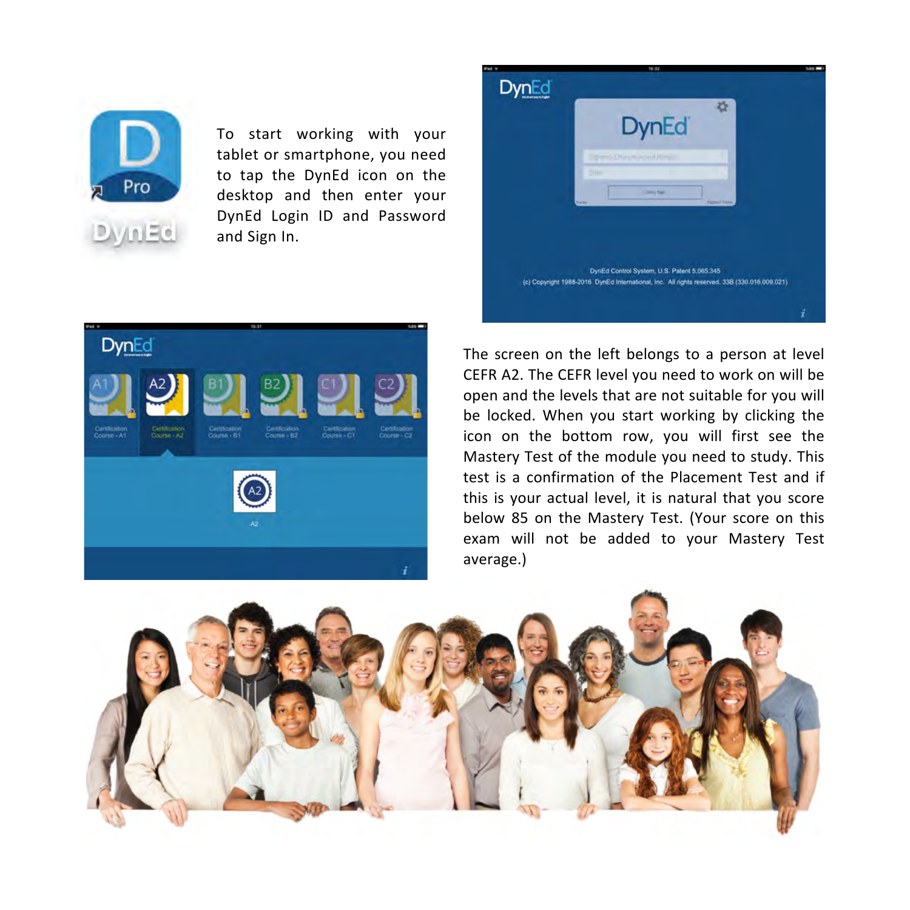To start working with your tablet or smartphone, you need to tap the DynEd icon on the desktop and then enter your DynEd Login ID and Password and Sign In.

The screen on the left belongs to a person at level CEFR A2. The CEFR level you need to work on will be open and the levels that are not suitable for you will be locked. When you start working by clicking the icon on the bottom row, you will first see the Mastery Test of the module you need to study. This test is a confirmation of the Placement Test and if this is your actual level, it is natural that you score below 85 on the Mastery Test. (Your score on this exam will not be added to your Mastery Test average.)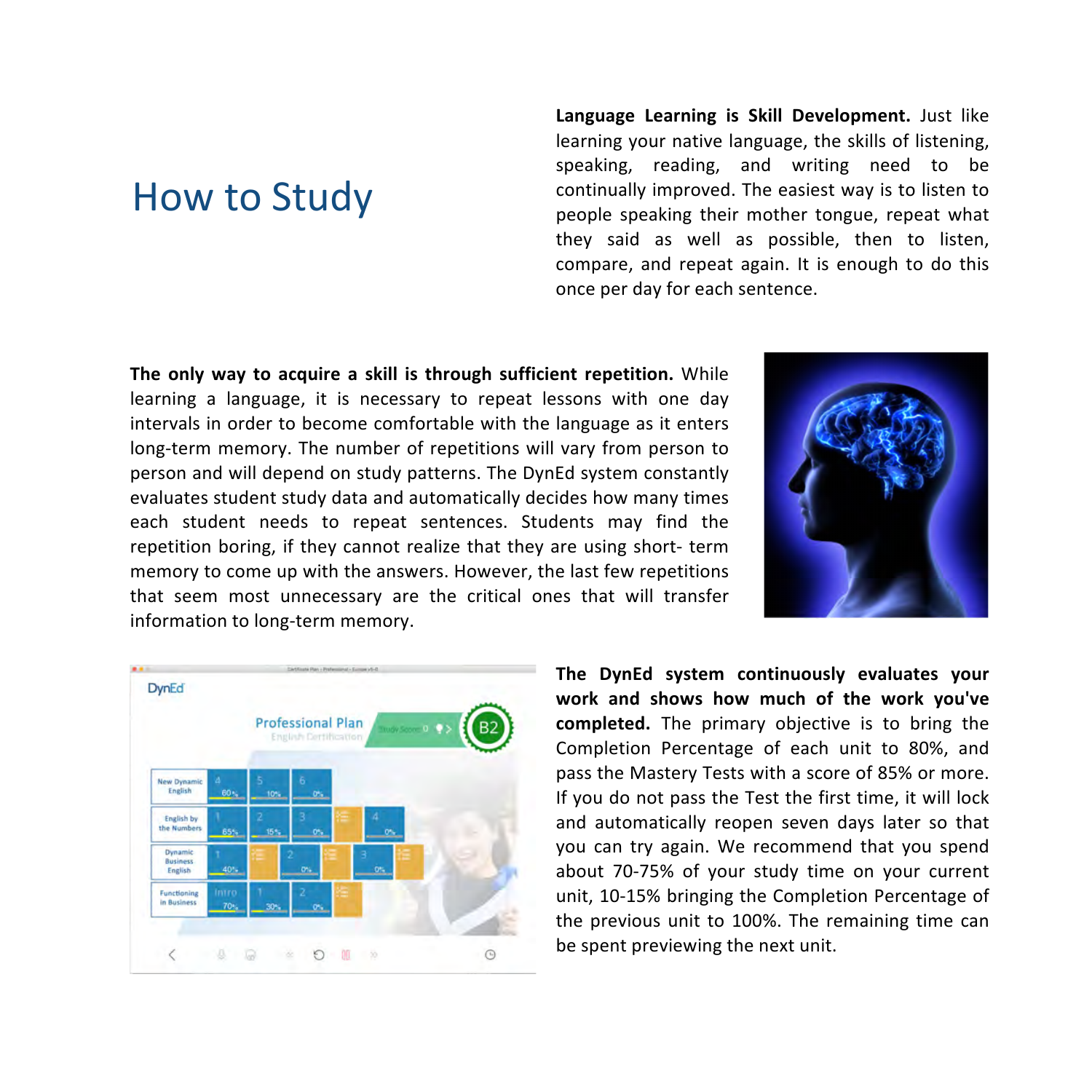# How to Study

**Language Learning is Skill Development.** Just like learning your native language, the skills of listening, speaking, reading, and writing need to be continually improved. The easiest way is to listen to people speaking their mother tongue, repeat what they said as well as possible, then to listen, compare, and repeat again. It is enough to do this once per day for each sentence.

**The only way to acquire a skill is through sufficient repetition.** While learning a language, it is necessary to repeat lessons with one day intervals in order to become comfortable with the language as it enters long-term memory. The number of repetitions will vary from person to person and will depend on study patterns. The DynEd system constantly evaluates student study data and automatically decides how many times each student needs to repeat sentences. Students may find the repetition boring, if they cannot realize that they are using short- term memory to come up with the answers. However, the last few repetitions that seem most unnecessary are the critical ones that will transfer information to long-term memory.

**The DynEd system continuously evaluates your work and shows how much of the work you've completed.** The primary objective is to bring the Completion Percentage of each unit to 80%, and pass the Mastery Tests with a score of 85% or more. If you do not pass the Test the first time, it will lock and automatically reopen seven days later so that you can try again. We recommend that you spend about 70-75% of your study time on your current unit, 10-15% bringing the Completion Percentage of the previous unit to 100%. The remaining time can be spent previewing the next unit.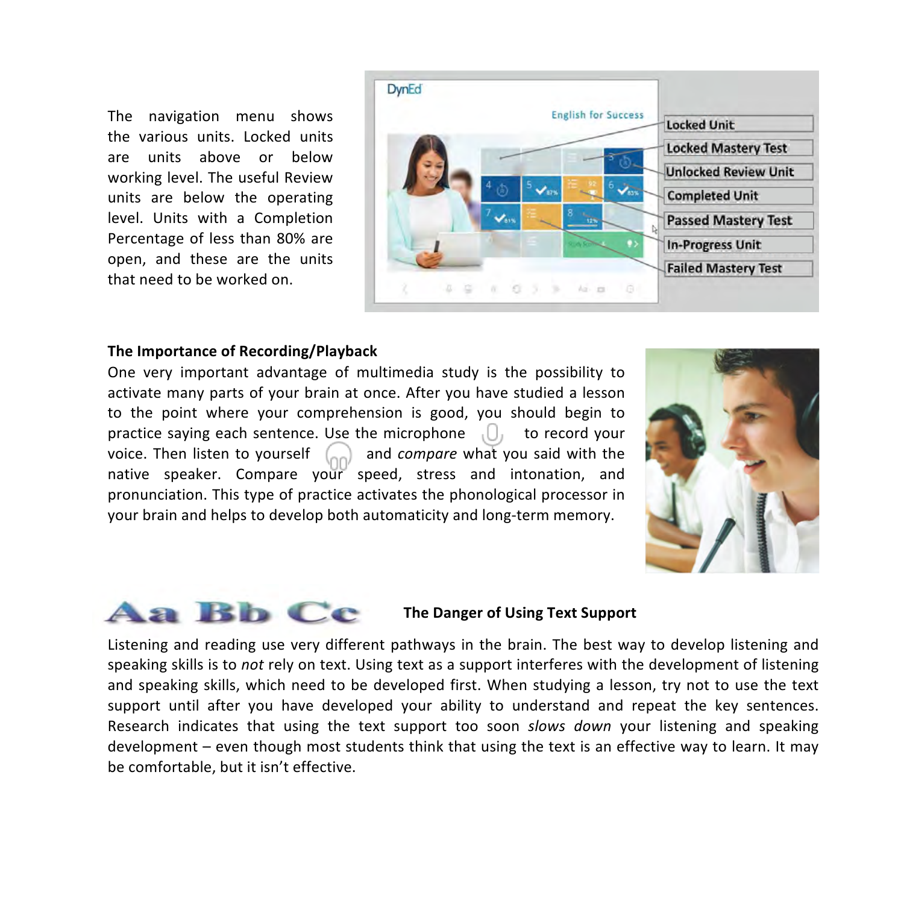The navigation menu shows the various units. Locked units are units above or below working level. The useful Review units are below the operating level. Units with a Completion Percentage of less than 80% are open, and these are the units that need to be worked on.

### The Importance of Recording/Playback

One very important advantage of multimedia study is the possibility to activate many parts of your brain at once. After you have studied a lesson to the point where your comprehension is good, you should begin to practice saying each sentence. Use the microphone to record your voice. Then listen to yourself and *compare* what you said with the native speaker. Compare your speed, stress and intonation, and pronunciation. This type of practice activates the phonological processor in your brain and helps to develop both automaticity and long-term memory.

### The Danger of Using Text Support

Listening and reading use very different pathways in the brain. The best way to develop listening and speaking skills is to *not* rely on text. Using text as a support interferes with the development of listening and speaking skills, which need to be developed first. When studying a lesson, try not to use the text support until after you have developed your ability to understand and repeat the key sentences. Research indicates that using the text support too soon *slows down* your listening and speaking development – even though most students think that using the text is an effective way to learn. It may be comfortable, but it isn't effective.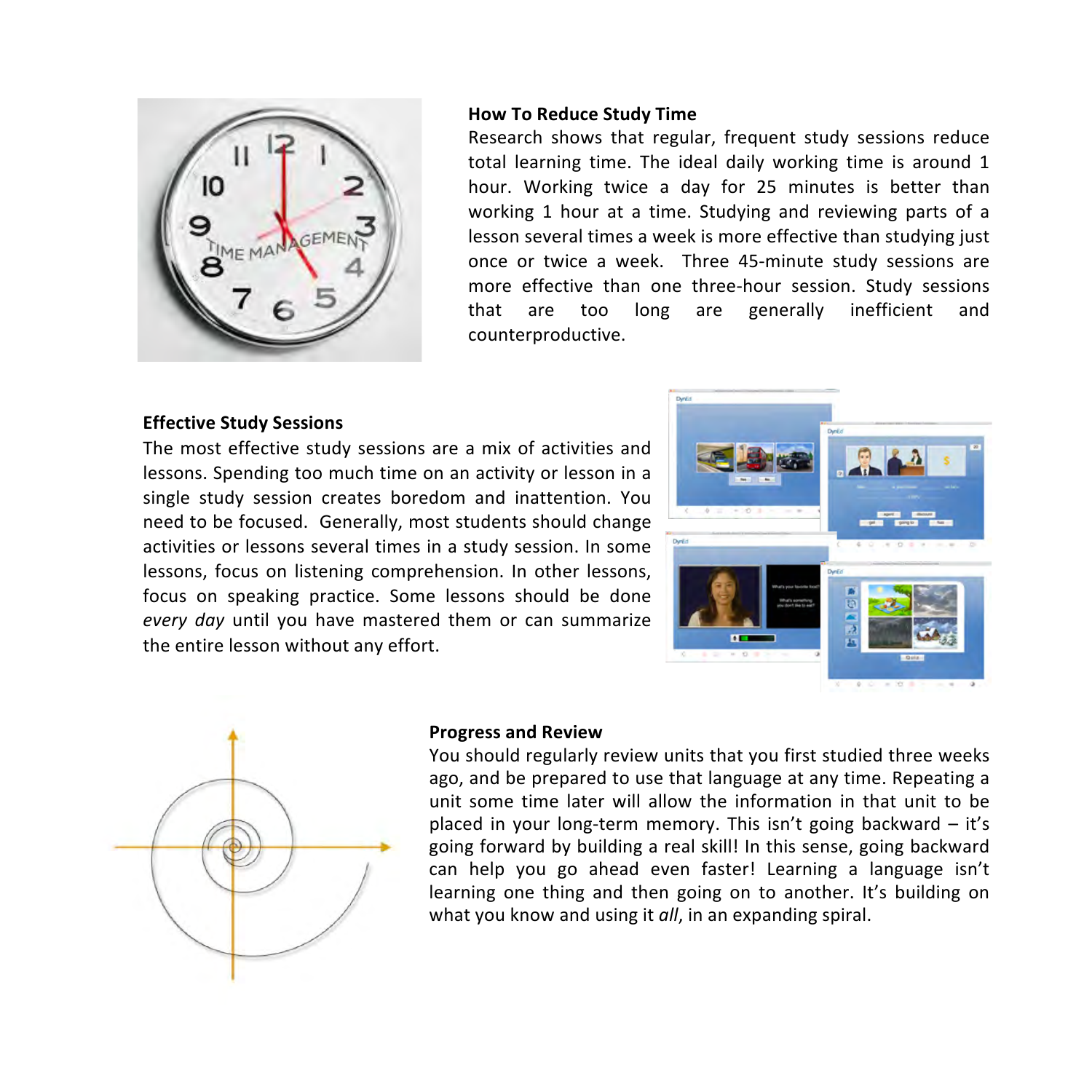## How To Reduce Study Time

Research shows that regular, frequent study sessions reduce total learning time. The ideal daily working time is around 1 hour. Working twice a day for 25 minutes is better than working 1 hour at a time. Studying and reviewing parts of a lesson several times a week is more effective than studying just once or twice a week. Three 45-minute study sessions are more effective than one three-hour session. Study sessions that are too long are generally inefficient and counterproductive.

## Effective Study Sessions

The most effective study sessions are a mix of activities and lessons. Spending too much time on an activity or lesson in a single study session creates boredom and inattention. You need to be focused. Generally, most students should change activities or lessons several times in a study session. In some lessons, focus on listening comprehension. In other lessons, focus on speaking practice. Some lessons should be done *every day* until you have mastered them or can summarize the entire lesson without any effort.

## Progress and Review

You should regularly review units that you first studied three weeks ago, and be prepared to use that language at any time. Repeating a unit some time later will allow the information in that unit to be placed in your long-term memory. This isn't going backward – it's going forward by building a real skill! In this sense, going backward can help you go ahead even faster! Learning a language isn't learning one thing and then going on to another. It's building on what you know and using it *all*, in an expanding spiral.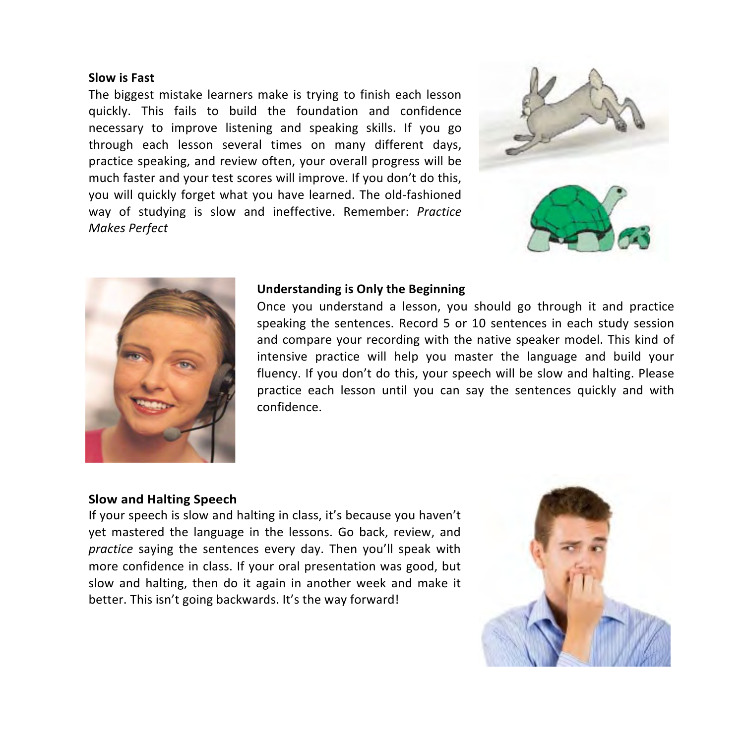**Slow is Fast**

The biggest mistake learners make is trying to finish each lesson quickly. This fails to build the foundation and confidence necessary to improve listening and speaking skills. If you go through each lesson several times on many different days, practice speaking, and review often, your overall progress will be much faster and your test scores will improve. If you don't do this, you will quickly forget what you have learned. The old-fashioned way of studying is slow and ineffective. Remember: *Practice Makes Perfect*

**Understanding is Only the Beginning**

Once you understand a lesson, you should go through it and practice speaking the sentences. Record 5 or 10 sentences in each study session and compare your recording with the native speaker model. This kind of intensive practice will help you master the language and build your fluency. If you don't do this, your speech will be slow and halting. Please practice each lesson until you can say the sentences quickly and with confidence.

**Slow and Halting Speech**

If your speech is slow and halting in class, it's because you haven't yet mastered the language in the lessons. Go back, review, and *practice* saying the sentences every day. Then you'll speak with more confidence in class. If your oral presentation was good, but slow and halting, then do it again in another week and make it better. This isn't going backwards. It's the way forward!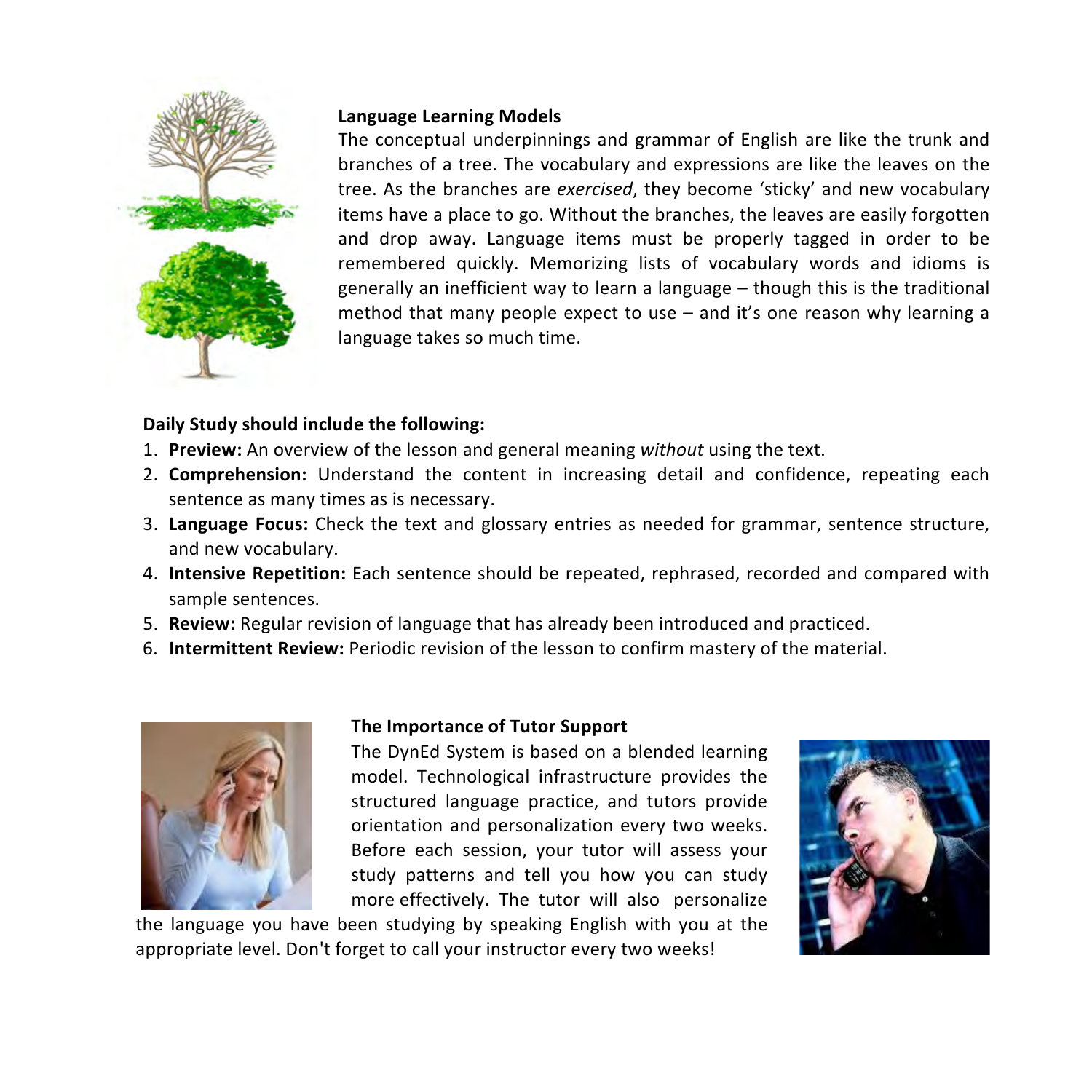**Language Learning Models**

The conceptual underpinnings and grammar of English are like the trunk and branches of a tree. The vocabulary and expressions are like the leaves on the tree. As the branches are *exercised*, they become 'sticky' and new vocabulary items have a place to go. Without the branches, the leaves are easily forgotten and drop away. Language items must be properly tagged in order to be remembered quickly. Memorizing lists of vocabulary words and idioms is generally an inefficient way to learn a language – though this is the traditional method that many people expect to use – and it's one reason why learning a language takes so much time.

**Daily Study should include the following:**

1. **Preview:** An overview of the lesson and general meaning *without* using the text.
2. **Comprehension:** Understand the content in increasing detail and confidence, repeating each sentence as many times as is necessary.
3. **Language Focus:** Check the text and glossary entries as needed for grammar, sentence structure, and new vocabulary.
4. **Intensive Repetition:** Each sentence should be repeated, rephrased, recorded and compared with sample sentences.
5. **Review:** Regular revision of language that has already been introduced and practiced.
6. **Intermittent Review:** Periodic revision of the lesson to confirm mastery of the material.

**The Importance of Tutor Support**

The DynEd System is based on a blended learning model. Technological infrastructure provides the structured language practice, and tutors provide orientation and personalization every two weeks. Before each session, your tutor will assess your study patterns and tell you how you can study more effectively. The tutor will also personalize the language you have been studying by speaking English with you at the appropriate level. Don't forget to call your instructor every two weeks!